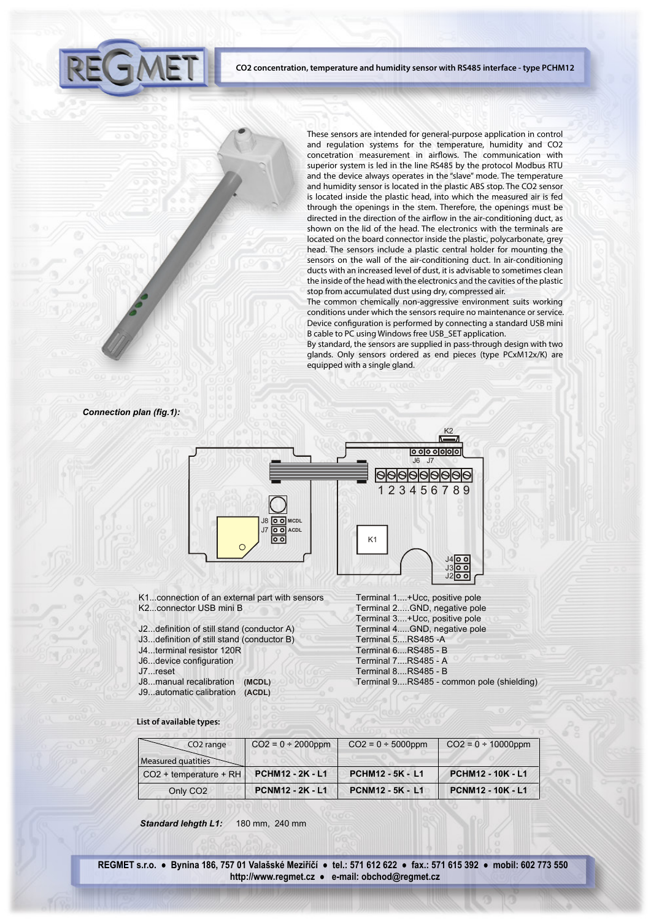# CO2 concentration, temperature and humidity sensor with RS485 interface - type PCHM12

These sensors are intended for general-purpose application in control and regulation systems for the temperature, humidity and CO2 concetration measurement in airflows. The communication with superior system is led in the line RS485 by the protocol Modbus RTU and the device always operates in the "slave" mode. The temperature and humidity sensor is located in the plastic ABS stop. The CO2 sensor is located inside the plastic head, into which the measured air is fed through the openings in the stem. Therefore, the openings must be directed in the direction of the airflow in the air-conditioning duct, as shown on the lid of the head. The electronics with the terminals are located on the board connector inside the plastic, polycarbonate, grey head. The sensors include a plastic central holder for mounting the sensors on the wall of the air-conditioning duct. In air-conditioning ducts with an increased level of dust, it is advisable to sometimes clean the inside of the head with the electronics and the cavities of the plastic stop from accumulated dust using dry, compressed air.

The common chemically non-aggressive environment suits working conditions under which the sensors require no maintenance or service.

Device configuration is performed by connecting a standard USB mini B cable to PC using Windows free USB_SET application.

By standard, the sensors are supplied in pass-through design with two glands. Only sensors ordered as end pieces (type PCxM12x/K) are equipped with a single gland.

***Connection plan (fig.1):***

K2
J6 J7
1 2 3 4 5 6 7 8 9
J8 MCDL
J7 ACDL
K1
J4
J3
J2

K1...connection of an external part with sensors
K2...connector USB mini B

J2...definition of still stand (conductor A)
J3...definition of still stand (conductor B)
J4...terminal resistor 120R
J6...device configuration
J7...reset
J8...manual recalibration **(MCDL)**
J9...automatic calibration **(ACDL)**

Terminal 1....+Ucc, positive pole
Terminal 2.....GND, negative pole
Terminal 3....+Ucc, positive pole
Terminal 4.....GND, negative pole
Terminal 5....RS485 -A
Terminal 6....RS485 - B
Terminal 7....RS485 - A
Terminal 8....RS485 - B
Terminal 9....RS485 - common pole (shielding)

**List of available types:**

| CO2 range / Measured quatities | CO2 = 0 ÷ 2000ppm | CO2 = 0 ÷ 5000ppm | CO2 = 0 ÷ 10000ppm |
|---|---|---|---|
| CO2 + temperature + RH | **PCHM12 - 2K - L1** | **PCHM12 - 5K - L1** | **PCHM12 - 10K - L1** |
| Only CO2 | **PCNM12 - 2K - L1** | **PCNM12 - 5K - L1** | **PCNM12 - 10K - L1** |

***Standard lehgth L1:*** 180 mm, 240 mm

**REGMET s.r.o. • Bynina 186, 757 01 Valašské Meziříčí • tel.: 571 612 622 • fax.: 571 615 392 • mobil: 602 773 550**
**http://www.regmet.cz • e-mail: obchod@regmet.cz**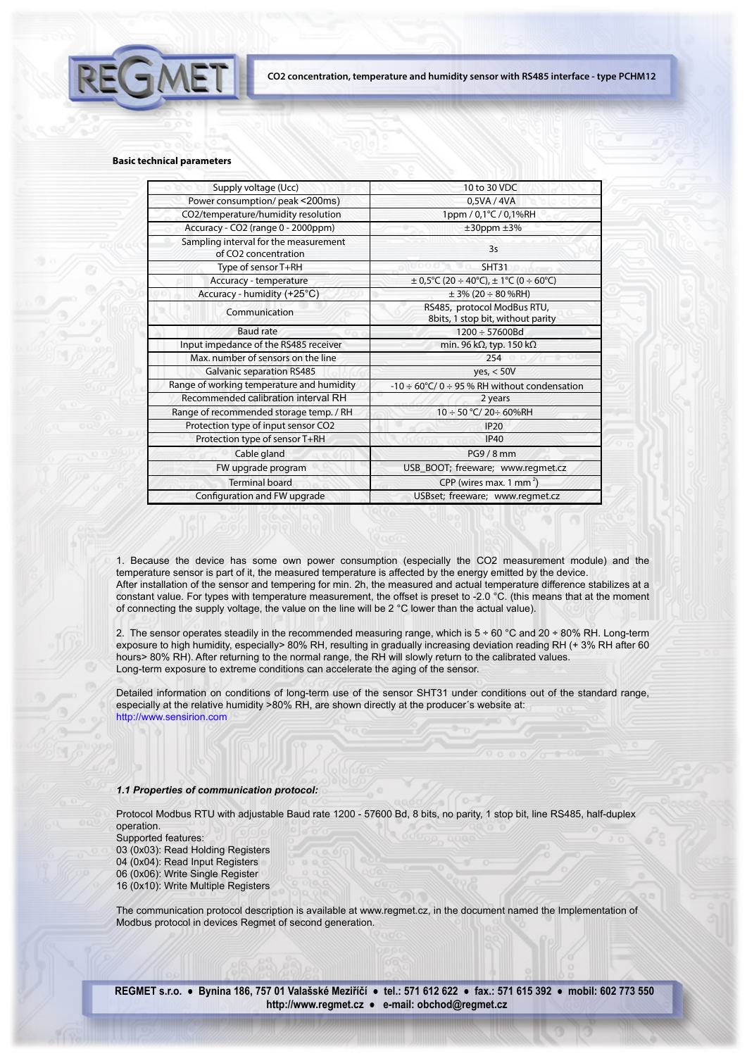**Basic technical parameters**

| | |
|---|---|
| Supply voltage (Ucc) | 10 to 30 VDC |
| Power consumption/ peak <200ms) | 0,5VA / 4VA |
| CO2/temperature/humidity resolution | 1ppm / 0,1°C / 0,1%RH |
| Accuracy - CO2 (range 0 - 2000ppm) | ±30ppm ±3% |
| Sampling interval for the measurement of CO2 concentration | 3s |
| Type of sensor T+RH | SHT31 |
| Accuracy - temperature | ± 0,5°C (20 ÷ 40°C), ± 1°C (0 ÷ 60°C) |
| Accuracy - humidity (+25°C) | ± 3% (20 ÷ 80 %RH) |
| Communication | RS485, protocol ModBus RTU, 8bits, 1 stop bit, without parity |
| Baud rate | 1200 ÷ 57600Bd |
| Input impedance of the RS485 receiver | min. 96 kΩ, typ. 150 kΩ |
| Max. number of sensors on the line | 254 |
| Galvanic separation RS485 | yes, < 50V |
| Range of working temperature and humidity | -10 ÷ 60°C/ 0 ÷ 95 % RH without condensation |
| Recommended calibration interval RH | 2 years |
| Range of recommended storage temp. / RH | 10 ÷ 50 °C/ 20÷ 60%RH |
| Protection type of input sensor CO2 | IP20 |
| Protection type of sensor T+RH | IP40 |
| Cable gland | PG9 / 8 mm |
| FW upgrade program | USB_BOOT; freeware; www.regmet.cz |
| Terminal board | CPP (wires max. 1 mm$^2$) |
| Configuration and FW upgrade | USBset; freeware; www.regmet.cz |

1. Because the device has some own power consumption (especially the CO2 measurement module) and the temperature sensor is part of it, the measured temperature is affected by the energy emitted by the device.
After installation of the sensor and tempering for min. 2h, the measured and actual temperature difference stabilizes at a constant value. For types with temperature measurement, the offset is preset to -2.0 °C. (this means that at the moment of connecting the supply voltage, the value on the line will be 2 °C lower than the actual value).

2. The sensor operates steadily in the recommended measuring range, which is 5 ÷ 60 °C and 20 ÷ 80% RH. Long-term exposure to high humidity, especially> 80% RH, resulting in gradually increasing deviation reading RH (+ 3% RH after 60 hours> 80% RH). After returning to the normal range, the RH will slowly return to the calibrated values.
Long-term exposure to extreme conditions can accelerate the aging of the sensor.

Detailed information on conditions of long-term use of the sensor SHT31 under conditions out of the standard range, especially at the relative humidity >80% RH, are shown directly at the producer´s website at:
http://www.sensirion.com

### *1.1 Properties of communication protocol:*

Protocol Modbus RTU with adjustable Baud rate 1200 - 57600 Bd, 8 bits, no parity, 1 stop bit, line RS485, half-duplex operation.
Supported features:
03 (0x03): Read Holding Registers
04 (0x04): Read Input Registers
06 (0x06): Write Single Register
16 (0x10): Write Multiple Registers

The communication protocol description is available at www.regmet.cz, in the document named the Implementation of Modbus protocol in devices Regmet of second generation.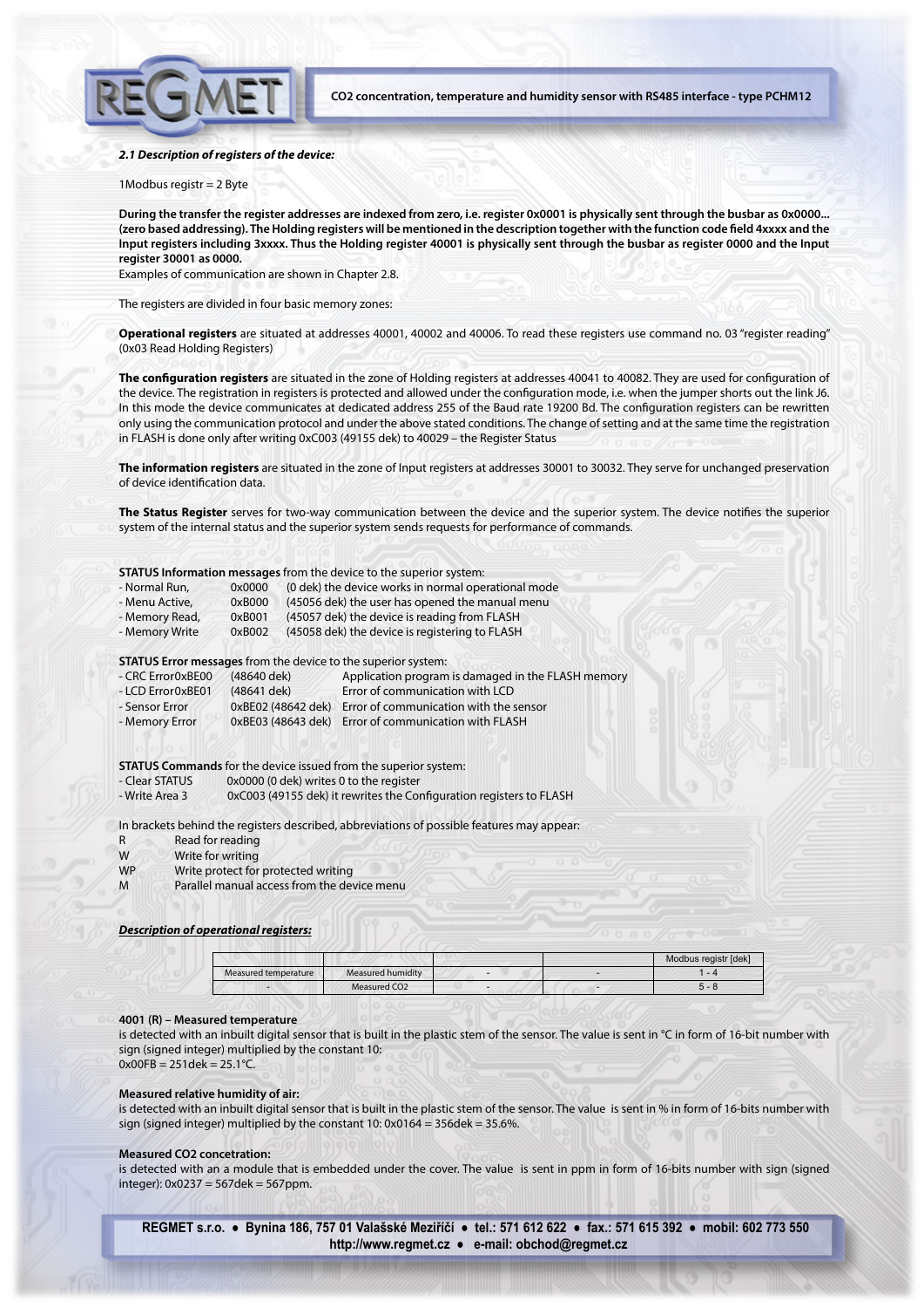### *2.1 Description of registers of the device:*

1Modbus registr = 2 Byte

**During the transfer the register addresses are indexed from zero, i.e. register 0x0001 is physically sent through the busbar as 0x0000... (zero based addressing). The Holding registers will be mentioned in the description together with the function code field 4xxxx and the Input registers including 3xxxx. Thus the Holding register 40001 is physically sent through the busbar as register 0000 and the Input register 30001 as 0000.**
Examples of communication are shown in Chapter 2.8.

The registers are divided in four basic memory zones:

**Operational registers** are situated at addresses 40001, 40002 and 40006. To read these registers use command no. 03 "register reading" (0x03 Read Holding Registers)

**The configuration registers** are situated in the zone of Holding registers at addresses 40041 to 40082. They are used for configuration of the device. The registration in registers is protected and allowed under the configuration mode, i.e. when the jumper shorts out the link J6. In this mode the device communicates at dedicated address 255 of the Baud rate 19200 Bd. The configuration registers can be rewritten only using the communication protocol and under the above stated conditions. The change of setting and at the same time the registration in FLASH is done only after writing 0xC003 (49155 dek) to 40029 – the Register Status

**The information registers** are situated in the zone of Input registers at addresses 30001 to 30032. They serve for unchanged preservation of device identification data.

**The Status Register** serves for two-way communication between the device and the superior system. The device notifies the superior system of the internal status and the superior system sends requests for performance of commands.

**STATUS Information messages** from the device to the superior system:
- Normal Run, 0x0000 (0 dek) the device works in normal operational mode
- Menu Active, 0xB000 (45056 dek) the user has opened the manual menu
- Memory Read, 0xB001 (45057 dek) the device is reading from FLASH
- Memory Write 0xB002 (45058 dek) the device is registering to FLASH

**STATUS Error messages** from the device to the superior system:
- CRC Error0xBE00 (48640 dek) Application program is damaged in the FLASH memory
- LCD Error0xBE01 (48641 dek) Error of communication with LCD
- Sensor Error 0xBE02 (48642 dek) Error of communication with the sensor
- Memory Error 0xBE03 (48643 dek) Error of communication with FLASH

**STATUS Commands** for the device issued from the superior system:
- Clear STATUS 0x0000 (0 dek) writes 0 to the register
- Write Area 3 0xC003 (49155 dek) it rewrites the Configuration registers to FLASH

In brackets behind the registers described, abbreviations of possible features may appear:
R Read for reading
W Write for writing
WP Write protect for protected writing
M Parallel manual access from the device menu

***Description of operational registers:***

| | | | | Modbus registr [dek] |
|---|---|---|---|---|
| Measured temperature | Measured humidity | - | - | 1 - 4 |
| - | Measured CO2 | - | - | 5 - 8 |

**4001 (R) – Measured temperature**
is detected with an inbuilt digital sensor that is built in the plastic stem of the sensor. The value is sent in °C in form of 16-bit number with sign (signed integer) multiplied by the constant 10:
0x00FB = 251dek = 25.1°C.

**Measured relative humidity of air:**
is detected with an inbuilt digital sensor that is built in the plastic stem of the sensor. The value is sent in % in form of 16-bits number with sign (signed integer) multiplied by the constant 10: 0x0164 = 356dek = 35.6%.

**Measured CO2 concetration:**
is detected with an a module that is embedded under the cover. The value is sent in ppm in form of 16-bits number with sign (signed integer): 0x0237 = 567dek = 567ppm.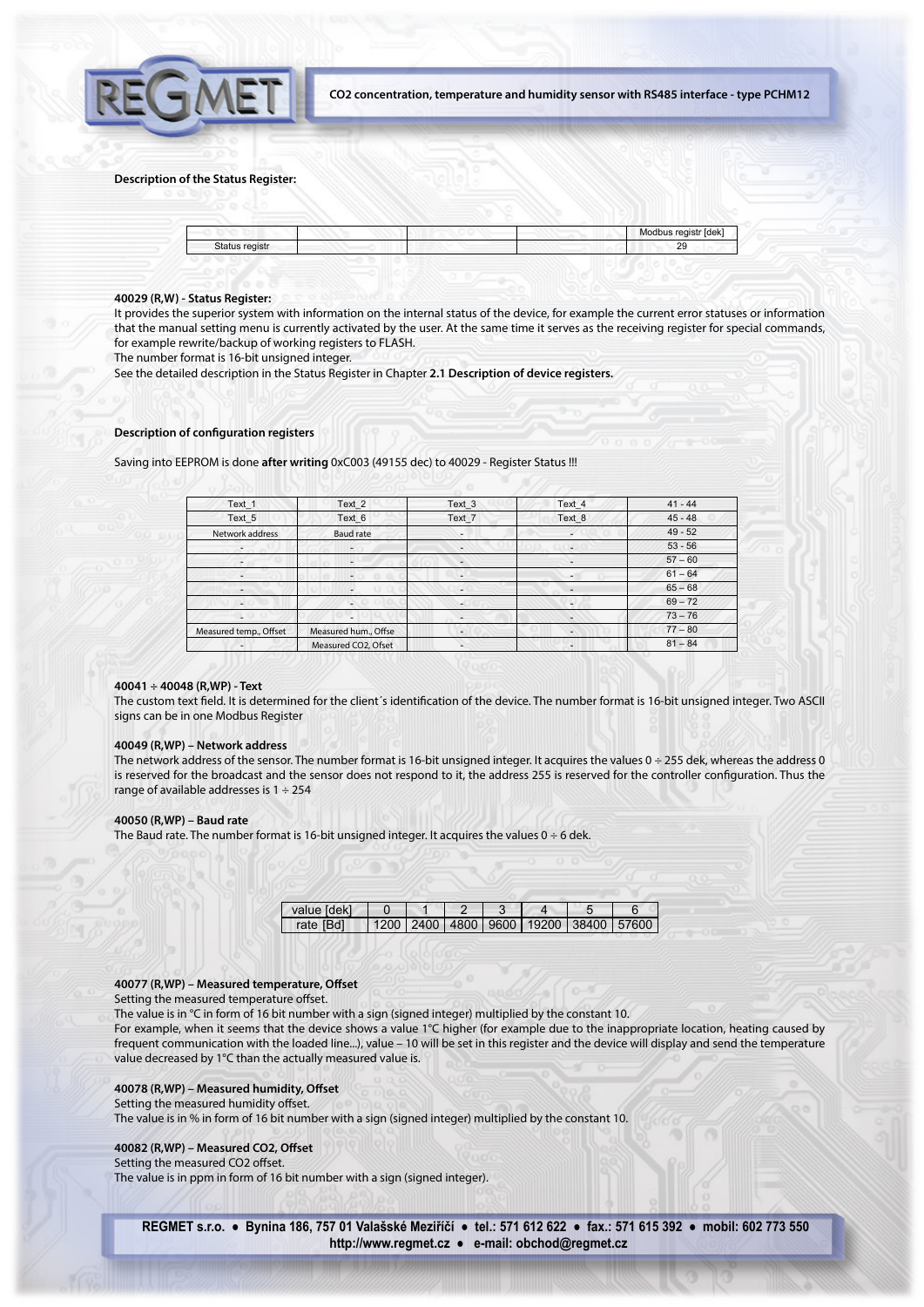**Description of the Status Register:**

| | | | | |
|---|---|---|---|---|
| | | | | Modbus registr [dek] |
| Status registr | | | | 29 |

**40029 (R,W) - Status Register:**

It provides the superior system with information on the internal status of the device, for example the current error statuses or information that the manual setting menu is currently activated by the user. At the same time it serves as the receiving register for special commands, for example rewrite/backup of working registers to FLASH.

The number format is 16-bit unsigned integer.

See the detailed description in the Status Register in Chapter **2.1 Description of device registers.**

**Description of configuration registers**

Saving into EEPROM is done **after writing** 0xC003 (49155 dec) to 40029 - Register Status !!!

| | | | | |
|---|---|---|---|---|
| Text_1 | Text_2 | Text_3 | Text_4 | 41 - 44 |
| Text_5 | Text_6 | Text_7 | Text_8 | 45 - 48 |
| Network address | Baud rate | - | - | 49 - 52 |
| - | - | - | - | 53 - 56 |
| - | - | - | - | 57 – 60 |
| - | - | - | - | 61 – 64 |
| - | - | - | - | 65 – 68 |
| - | - | - | - | 69 – 72 |
| - | - | - | - | 73 – 76 |
| Measured temp., Offset | Measured hum., Offse | - | - | 77 – 80 |
| - | Measured CO2, Ofset | - | - | 81 – 84 |

**40041 ÷ 40048 (R,WP) - Text**

The custom text field. It is determined for the client´s identification of the device. The number format is 16-bit unsigned integer. Two ASCII signs can be in one Modbus Register

**40049 (R,WP) – Network address**

The network address of the sensor. The number format is 16-bit unsigned integer. It acquires the values 0 ÷ 255 dek, whereas the address 0 is reserved for the broadcast and the sensor does not respond to it, the address 255 is reserved for the controller configuration. Thus the range of available addresses is 1 ÷ 254

**40050 (R,WP) – Baud rate**

The Baud rate. The number format is 16-bit unsigned integer. It acquires the values 0 ÷ 6 dek.

| value [dek] | 0 | 1 | 2 | 3 | 4 | 5 | 6 |
|---|---|---|---|---|---|---|---|
| rate [Bd] | 1200 | 2400 | 4800 | 9600 | 19200 | 38400 | 57600 |

**40077 (R,WP) – Measured temperature, Offset**

Setting the measured temperature offset.

The value is in °C in form of 16 bit number with a sign (signed integer) multiplied by the constant 10.

For example, when it seems that the device shows a value 1°C higher (for example due to the inappropriate location, heating caused by frequent communication with the loaded line...), value – 10 will be set in this register and the device will display and send the temperature value decreased by 1°C than the actually measured value is.

**40078 (R,WP) – Measured humidity, Offset**

Setting the measured humidity offset.

The value is in % in form of 16 bit number with a sign (signed integer) multiplied by the constant 10.

**40082 (R,WP) – Measured CO2, Offset**

Setting the measured CO2 offset.

The value is in ppm in form of 16 bit number with a sign (signed integer).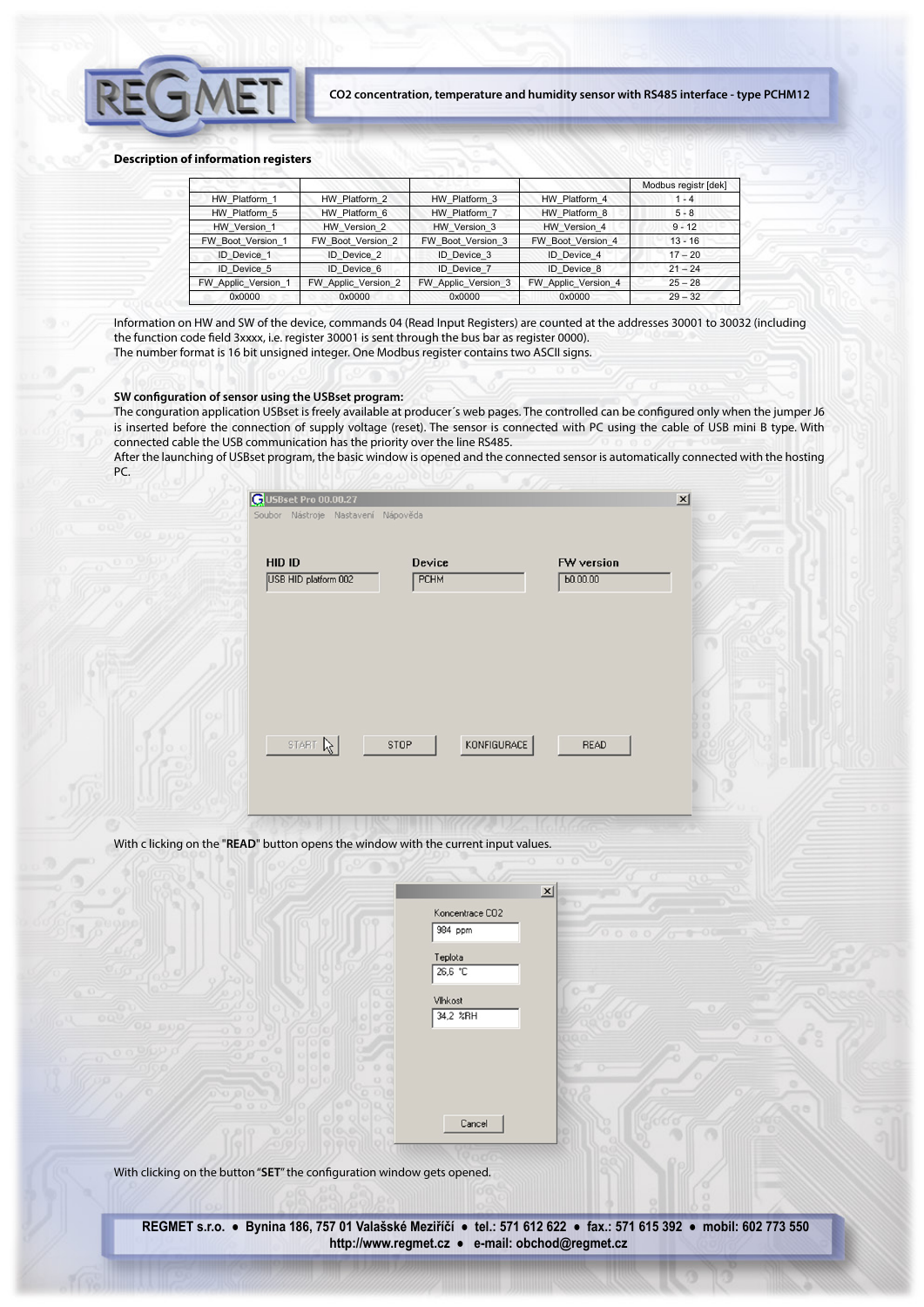### Description of information registers

| | | | | Modbus registr [dek] |
|---|---|---|---|---|
| HW_Platform_1 | HW_Platform_2 | HW_Platform_3 | HW_Platform_4 | 1 - 4 |
| HW_Platform_5 | HW_Platform_6 | HW_Platform_7 | HW_Platform_8 | 5 - 8 |
| HW_Version_1 | HW_Version_2 | HW_Version_3 | HW_Version_4 | 9 - 12 |
| FW_Boot_Version_1 | FW_Boot_Version_2 | FW_Boot_Version_3 | FW_Boot_Version_4 | 13 - 16 |
| ID_Device_1 | ID_Device_2 | ID_Device_3 | ID_Device_4 | 17 – 20 |
| ID_Device_5 | ID_Device_6 | ID_Device_7 | ID_Device_8 | 21 – 24 |
| FW_Applic_Version_1 | FW_Applic_Version_2 | FW_Applic_Version_3 | FW_Applic_Version_4 | 25 – 28 |
| 0x0000 | 0x0000 | 0x0000 | 0x0000 | 29 – 32 |

Information on HW and SW of the device, commands 04 (Read Input Registers) are counted at the addresses 30001 to 30032 (including the function code field 3xxxx, i.e. register 30001 is sent through the bus bar as register 0000).
The number format is 16 bit unsigned integer. One Modbus register contains two ASCII signs.

### SW configuration of sensor using the USBset program:

The conguration application USBset is freely available at producer´s web pages. The controlled can be configured only when the jumper J6 is inserted before the connection of supply voltage (reset). The sensor is connected with PC using the cable of USB mini B type. With connected cable the USB communication has the priority over the line RS485.
After the launching of USBset program, the basic window is opened and the connected sensor is automatically connected with the hosting PC.

With c licking on the "**READ**" button opens the window with the current input values.

With clicking on the button "**SET**" the configuration window gets opened.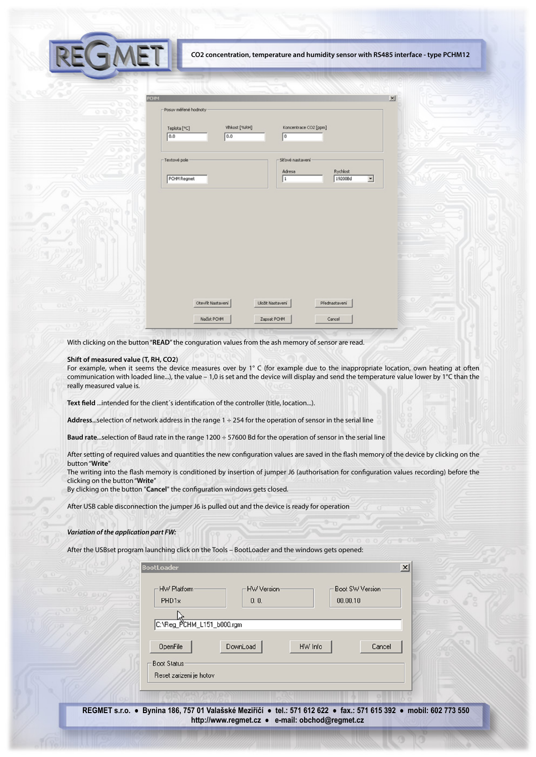With clicking on the button "**READ**" the conguration values from the ash memory of sensor are read.

**Shift of measured value (T, RH, CO2)**
For example, when it seems the device measures over by 1° C (for example due to the inappropriate location, own heating at often communication with loaded line...), the value – 1,0 is set and the device will display and send the temperature value lower by 1°C than the really measured value is.

**Text field** ...intended for the client´s identification of the controller (title, location...).

**Address**...selection of network address in the range 1 ÷ 254 for the operation of sensor in the serial line

**Baud rate**...selection of Baud rate in the range 1200 ÷ 57600 Bd for the operation of sensor in the serial line

After setting of required values and quantities the new configuration values are saved in the flash memory of the device by clicking on the button "**Write**"
The writing into the flash memory is conditioned by insertion of jumper J6 (authorisation for configuration values recording) before the clicking on the button "**Write**"
By clicking on the button "**Cancel**" the configuration windows gets closed.

After USB cable disconnection the jumper J6 is pulled out and the device is ready for operation

***Variation of the application part FW:***

After the USBset program launching click on the Tools – BootLoader and the windows gets opened: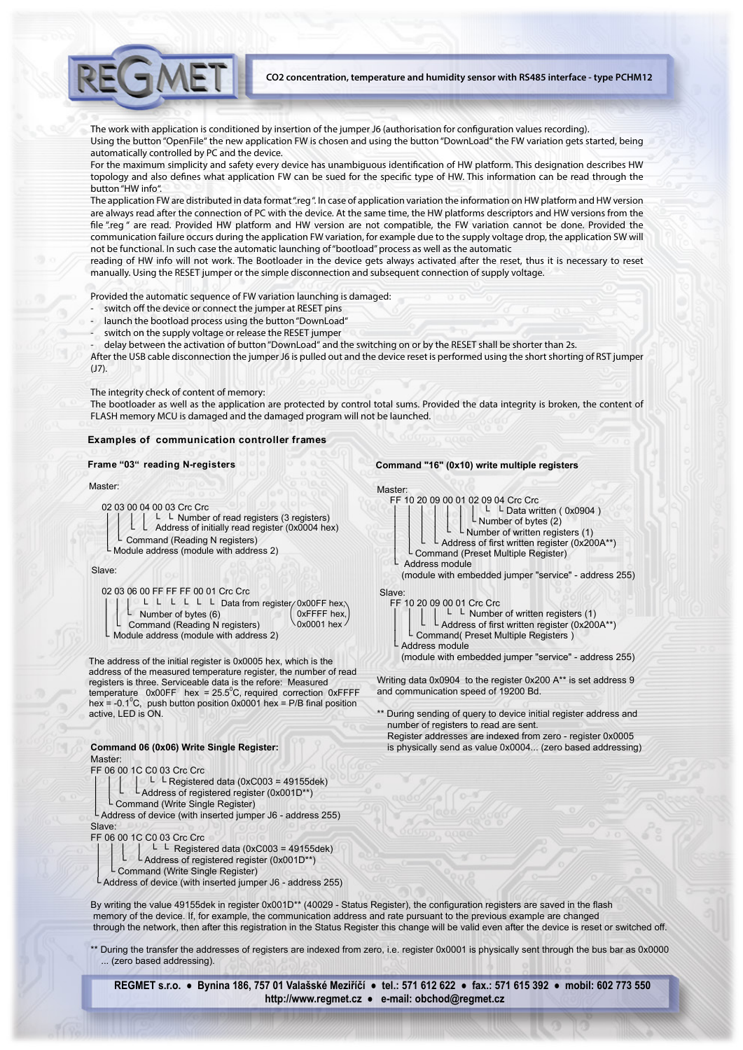The work with application is conditioned by insertion of the jumper J6 (authorisation for configuration values recording).
Using the button "OpenFile" the new application FW is chosen and using the button "DownLoad" the FW variation gets started, being automatically controlled by PC and the device.
For the maximum simplicity and safety every device has unambiguous identification of HW platform. This designation describes HW topology and also defines what application FW can be sued for the specific type of HW. This information can be read through the button "HW info".
The application FW are distributed in data format ".reg". In case of application variation the information on HW platform and HW version are always read after the connection of PC with the device. At the same time, the HW platforms descriptors and HW versions from the file ".reg " are read. Provided HW platform and HW version are not compatible, the FW variation cannot be done. Provided the communication failure occurs during the application FW variation, for example due to the supply voltage drop, the application SW will not be functional. In such case the automatic launching of "bootload" process as well as the automatic
reading of HW info will not work. The Bootloader in the device gets always activated after the reset, thus it is necessary to reset manually. Using the RESET jumper or the simple disconnection and subsequent connection of supply voltage.

Provided the automatic sequence of FW variation launching is damaged:

- switch off the device or connect the jumper at RESET pins
- launch the bootload process using the button "DownLoad"
- switch on the supply voltage or release the RESET jumper
- delay between the activation of button "DownLoad" and the switching on or by the RESET shall be shorter than 2s.

After the USB cable disconnection the jumper J6 is pulled out and the device reset is performed using the short shorting of RST jumper (J7).

The integrity check of content of memory:
The bootloader as well as the application are protected by control total sums. Provided the data integrity is broken, the content of FLASH memory MCU is damaged and the damaged program will not be launched.

## Examples of communication controller frames

### Frame "03" reading N-registers

Master:

```
02 03 00 04 00 03 Crc Crc
|  |  |  |  └  └ Number of read registers (3 registers)
|  |  └  └ Address of initially read register (0x0004 hex)
|  └ Command (Reading N registers)
└ Module address (module with address 2)
```

Slave:

```
02 03 06 00 FF FF FF 00 01 Crc Crc
|  |  |  └  └  └  └  └  └ Data from register (0x00FF hex, 0xFFFF hex, 0x0001 hex)
|  |  └ Number of bytes (6)
|  └ Command (Reading N registers)
└ Module address (module with address 2)
```

The address of the initial register is 0x0005 hex, which is the address of the measured temperature register, the number of read registers is three. Serviceable data is the refore: Measured temperature 0x00FF hex = 25.5$^0$C, required correction 0xFFFF hex = -0.1$^0$C, push button position 0x0001 hex = P/B final position active, LED is ON.

### Command 06 (0x06) Write Single Register:

Master:

```
FF 06 00 1C C0 03 Crc Crc
|  |  |  |  └  └ Registered data (0xC003 = 49155dek)
|  |  └  └ Address of registered register (0x001D**)
|  └ Command (Write Single Register)
└ Address of device (with inserted jumper J6 - address 255)
```

Slave:

```
FF 06 00 1C C0 03 Crc Crc
|  |  |  |  └  └ Registered data (0xC003 = 49155dek)
|  |  └  └ Address of registered register (0x001D**)
|  └ Command (Write Single Register)
└ Address of device (with inserted jumper J6 - address 255)
```

### Command "16" (0x10) write multiple registers

Master:

```
FF 10 20 09 00 01 02 09 04 Crc Crc
|  |  |  |  |  |  |  └  └ Data written ( 0x0904 )
|  |  |  |  |  |  └ Number of bytes (2)
|  |  |  |  └  └ Number of written registers (1)
|  |  └  └ Address of first written register (0x200A**)
|  └ Command (Preset Multiple Register)
└ Address module
  (module with embedded jumper "service" - address 255)
```

Slave:

```
FF 10 20 09 00 01 Crc Crc
|  |  |  |  └  └ Number of written registers (1)
|  |  └  └ Address of first written register (0x200A**)
|  └ Command( Preset Multiple Registers )
└ Address module
  (module with embedded jumper "service" - address 255)
```

Writing data 0x0904 to the register 0x200 A** is set address 9 and communication speed of 19200 Bd.

** During sending of query to device initial register address and number of registers to read are sent.
Register addresses are indexed from zero - register 0x0005 is physically send as value 0x0004... (zero based addressing)

By writing the value 49155dek in register 0x001D** (40029 - Status Register), the configuration registers are saved in the flash memory of the device. If, for example, the communication address and rate pursuant to the previous example are changed through the network, then after this registration in the Status Register this change will be valid even after the device is reset or switched off.

** During the transfer the addresses of registers are indexed from zero, i.e. register 0x0001 is physically sent through the bus bar as 0x0000 ... (zero based addressing).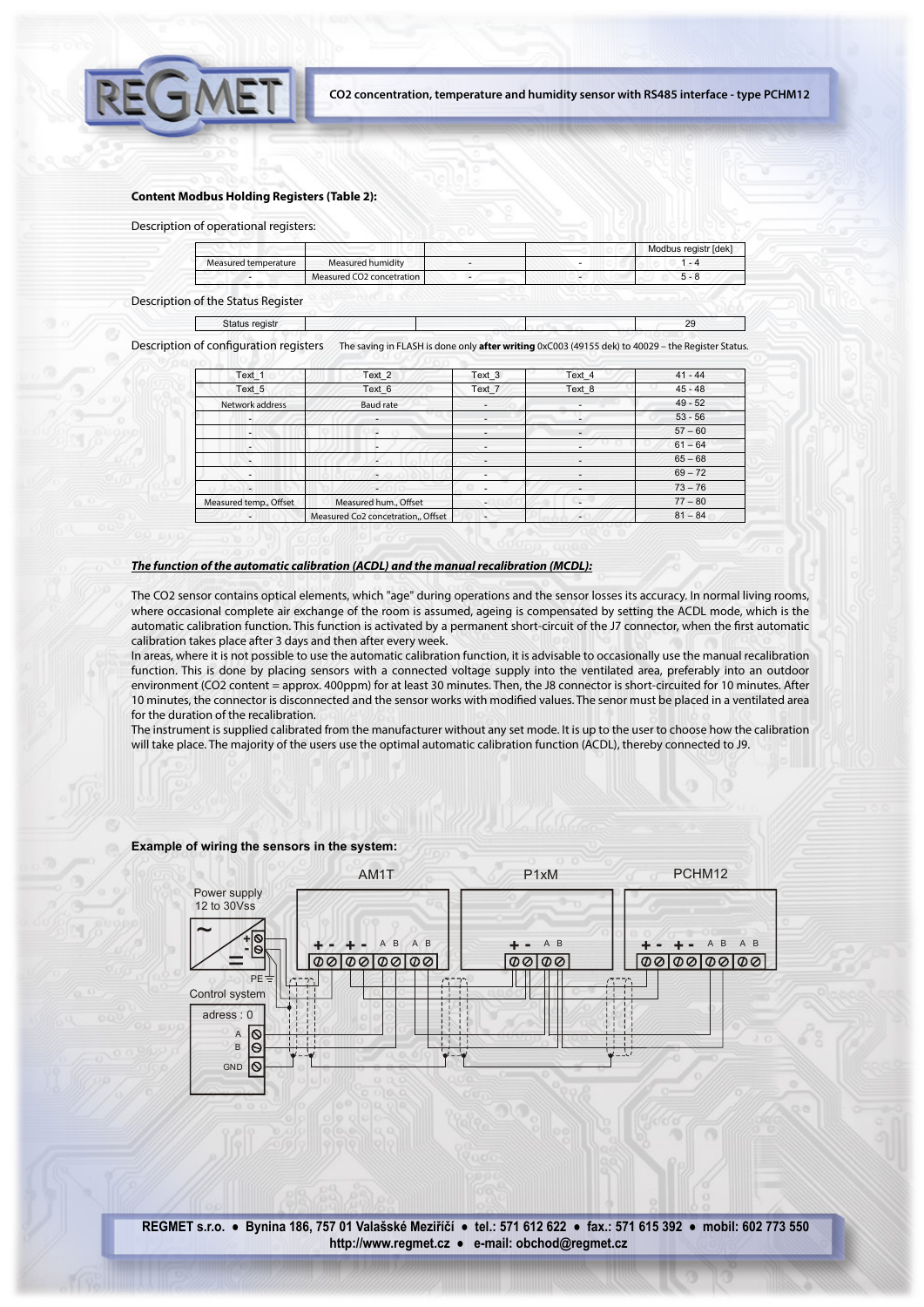**Content Modbus Holding Registers (Table 2):**

Description of operational registers:

| | | | | Modbus registr [dek] |
|---|---|---|---|---|
| Measured temperature | Measured humidity | - | - | 1 - 4 |
| - | Measured CO2 concetration | - | - | 5 - 8 |

Description of the Status Register

| | | | | |
|---|---|---|---|---|
| Status registr | | | | 29 |

Description of configuration registers The saving in FLASH is done only **after writing** 0xC003 (49155 dek) to 40029 – the Register Status.

| | | | | |
|---|---|---|---|---|
| Text_1 | Text_2 | Text_3 | Text_4 | 41 - 44 |
| Text_5 | Text_6 | Text_7 | Text_8 | 45 - 48 |
| Network address | Baud rate | - | - | 49 - 52 |
| - | - | - | - | 53 - 56 |
| - | - | - | - | 57 – 60 |
| - | - | - | - | 61 – 64 |
| - | - | - | - | 65 – 68 |
| - | - | - | - | 69 – 72 |
| - | - | - | - | 73 – 76 |
| Measured temp., Offset | Measured hum., Offset | - | - | 77 – 80 |
| - | Measured Co2 concetration,, Offset | - | - | 81 – 84 |

***The function of the automatic calibration (ACDL) and the manual recalibration (MCDL):***

The CO2 sensor contains optical elements, which "age" during operations and the sensor losses its accuracy. In normal living rooms, where occasional complete air exchange of the room is assumed, ageing is compensated by setting the ACDL mode, which is the automatic calibration function. This function is activated by a permanent short-circuit of the J7 connector, when the first automatic calibration takes place after 3 days and then after every week.
In areas, where it is not possible to use the automatic calibration function, it is advisable to occasionally use the manual recalibration function. This is done by placing sensors with a connected voltage supply into the ventilated area, preferably into an outdoor environment (CO2 content = approx. 400ppm) for at least 30 minutes. Then, the J8 connector is short-circuited for 10 minutes. After 10 minutes, the connector is disconnected and the sensor works with modified values. The senor must be placed in a ventilated area for the duration of the recalibration.
The instrument is supplied calibrated from the manufacturer without any set mode. It is up to the user to choose how the calibration will take place. The majority of the users use the optimal automatic calibration function (ACDL), thereby connected to J9.

**Example of wiring the sensors in the system:**

AM1T
P1xM
PCHM12
Power supply
12 to 30Vss
PE
Control system
adress : 0
A
B
GND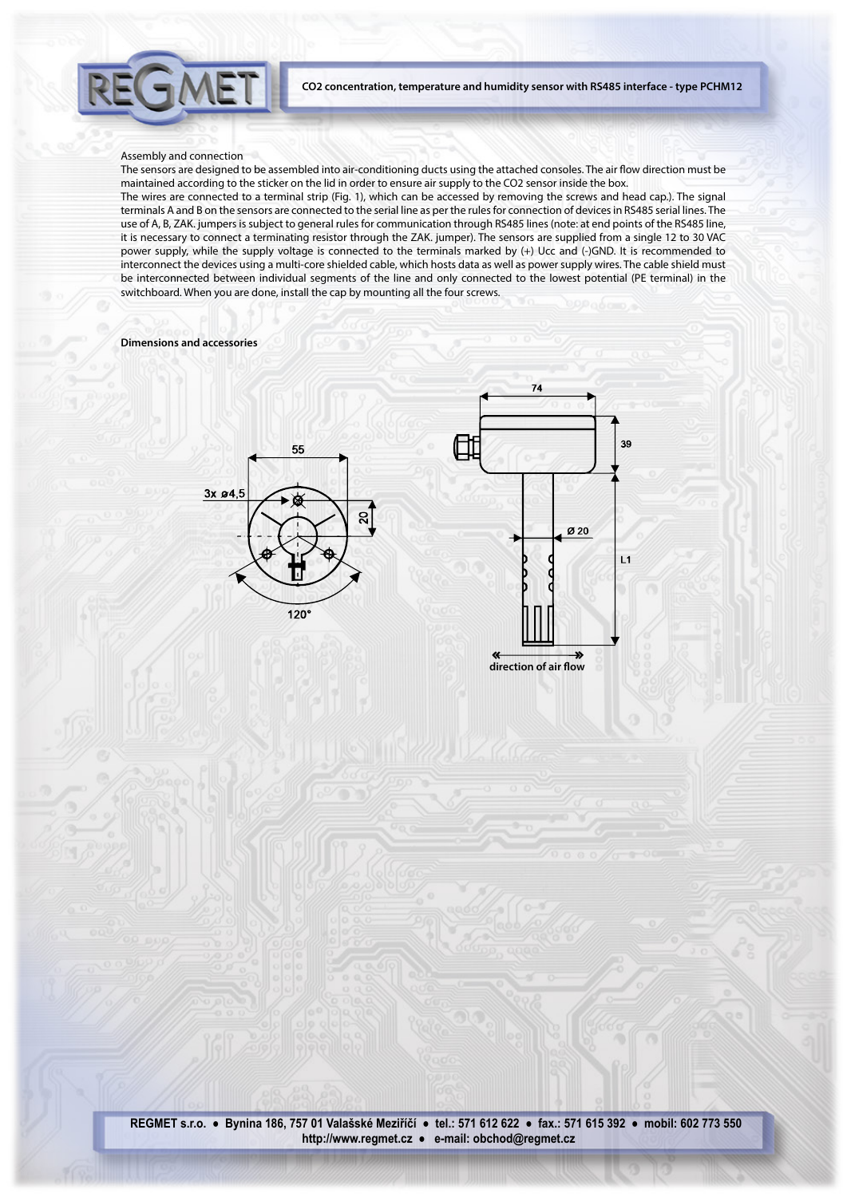Assembly and connection

The sensors are designed to be assembled into air-conditioning ducts using the attached consoles. The air flow direction must be maintained according to the sticker on the lid in order to ensure air supply to the $CO_2$ sensor inside the box.

The wires are connected to a terminal strip (Fig. 1), which can be accessed by removing the screws and head cap.). The signal terminals A and B on the sensors are connected to the serial line as per the rules for connection of devices in RS485 serial lines. The use of A, B, ZAK. jumpers is subject to general rules for communication through RS485 lines (note: at end points of the RS485 line, it is necessary to connect a terminating resistor through the ZAK. jumper). The sensors are supplied from a single 12 to 30 VAC power supply, while the supply voltage is connected to the terminals marked by (+) Ucc and (-)GND. It is recommended to interconnect the devices using a multi-core shielded cable, which hosts data as well as power supply wires. The cable shield must be interconnected between individual segments of the line and only connected to the lowest potential (PE terminal) in the switchboard. When you are done, install the cap by mounting all the four screws.

**Dimensions and accessories**

55

3x ø4,5

20

120°

74

39

Ø 20

L1

direction of air flow